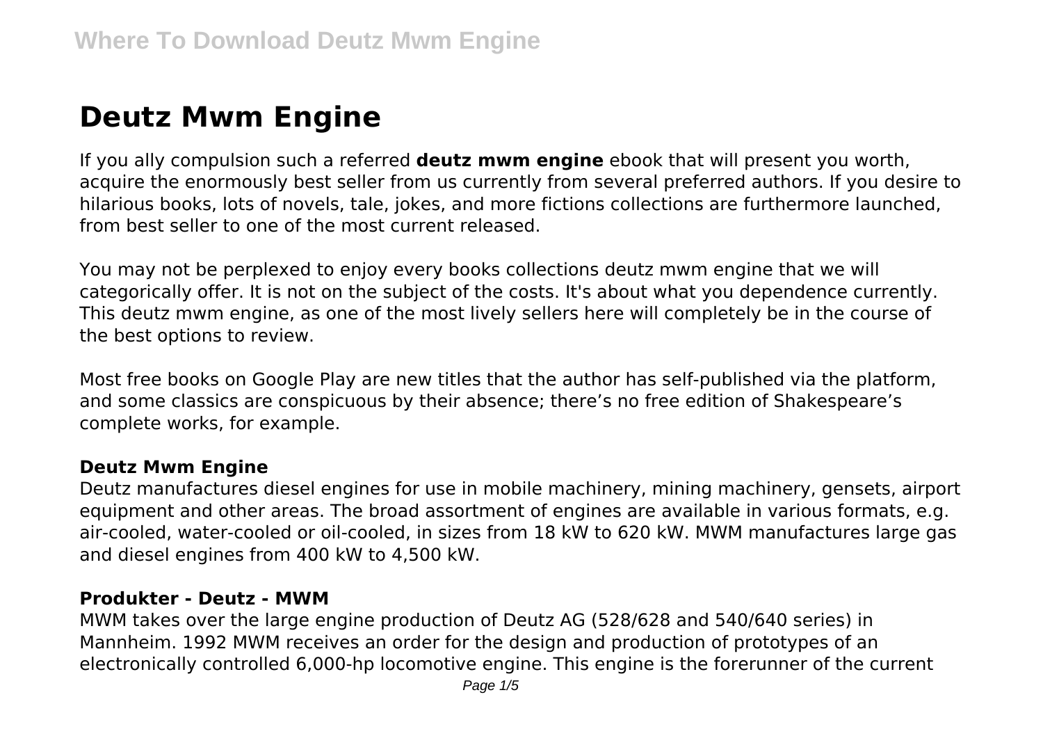# Deutz Mwm Engine

If you ally compulsion such a referred **deutz mwm engine** ebook that will present you worth, acquire the enormously best seller from us currently from several preferred authors. If you desire to hilarious books, lots of novels, tale, jokes, and more fictions collections are furthermore launched, from best seller to one of the most current released.

You may not be perplexed to enjoy every books collections deutz mwm engine that we will categorically offer. It is not on the subject of the costs. It's about what you dependence currently. This deutz mwm engine, as one of the most lively sellers here will completely be in the course of the best options to review.

Most free books on Google Play are new titles that the author has self-published via the platform, and some classics are conspicuous by their absence; there's no free edition of Shakespeare's complete works, for example.

### Deutz Mwm Engine

Deutz manufactures diesel engines for use in mobile machinery, mining machinery, gensets, airport equipment and other areas. The broad assortment of engines are available in various formats, e.g. air-cooled, water-cooled or oil-cooled, in sizes from 18 kW to 620 kW. MWM manufactures large gas and diesel engines from 400 kW to 4,500 kW.

### Produkter - Deutz - MWM

MWM takes over the large engine production of Deutz AG (528/628 and 540/640 series) in Mannheim. 1992 MWM receives an order for the design and production of prototypes of an electronically controlled 6,000-hp locomotive engine. This engine is the forerunner of the current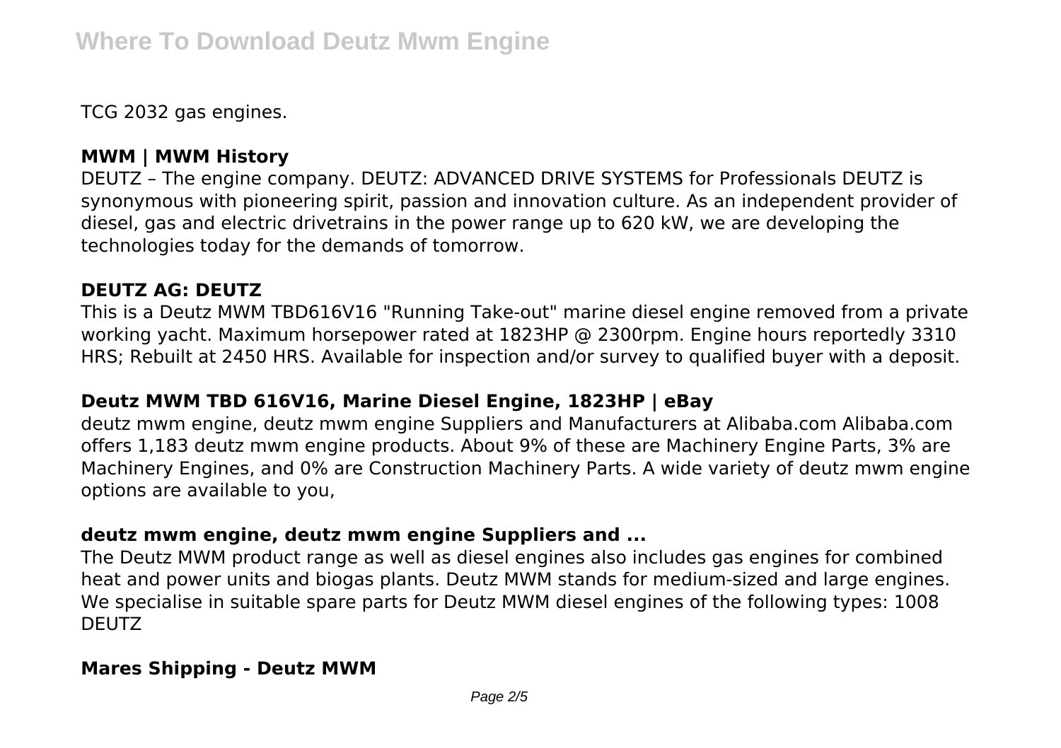TCG 2032 gas engines.

### MWM | MWM History

DEUTZ – The engine company. DEUTZ: ADVANCED DRIVE SYSTEMS for Professionals DEUTZ is synonymous with pioneering spirit, passion and innovation culture. As an independent provider of diesel, gas and electric drivetrains in the power range up to 620 kW, we are developing the technologies today for the demands of tomorrow.

### DEUTZ AG: DEUTZ

This is a Deutz MWM TBD616V16 "Running Take-out" marine diesel engine removed from a private working yacht. Maximum horsepower rated at 1823HP @ 2300rpm. Engine hours reportedly 3310 HRS; Rebuilt at 2450 HRS. Available for inspection and/or survey to qualified buyer with a deposit.

### Deutz MWM TBD 616V16, Marine Diesel Engine, 1823HP | eBay

deutz mwm engine, deutz mwm engine Suppliers and Manufacturers at Alibaba.com Alibaba.com offers 1,183 deutz mwm engine products. About 9% of these are Machinery Engine Parts, 3% are Machinery Engines, and 0% are Construction Machinery Parts. A wide variety of deutz mwm engine options are available to you,

### deutz mwm engine, deutz mwm engine Suppliers and ...

The Deutz MWM product range as well as diesel engines also includes gas engines for combined heat and power units and biogas plants. Deutz MWM stands for medium-sized and large engines. We specialise in suitable spare parts for Deutz MWM diesel engines of the following types: 1008 DEUTZ

### Mares Shipping - Deutz MWM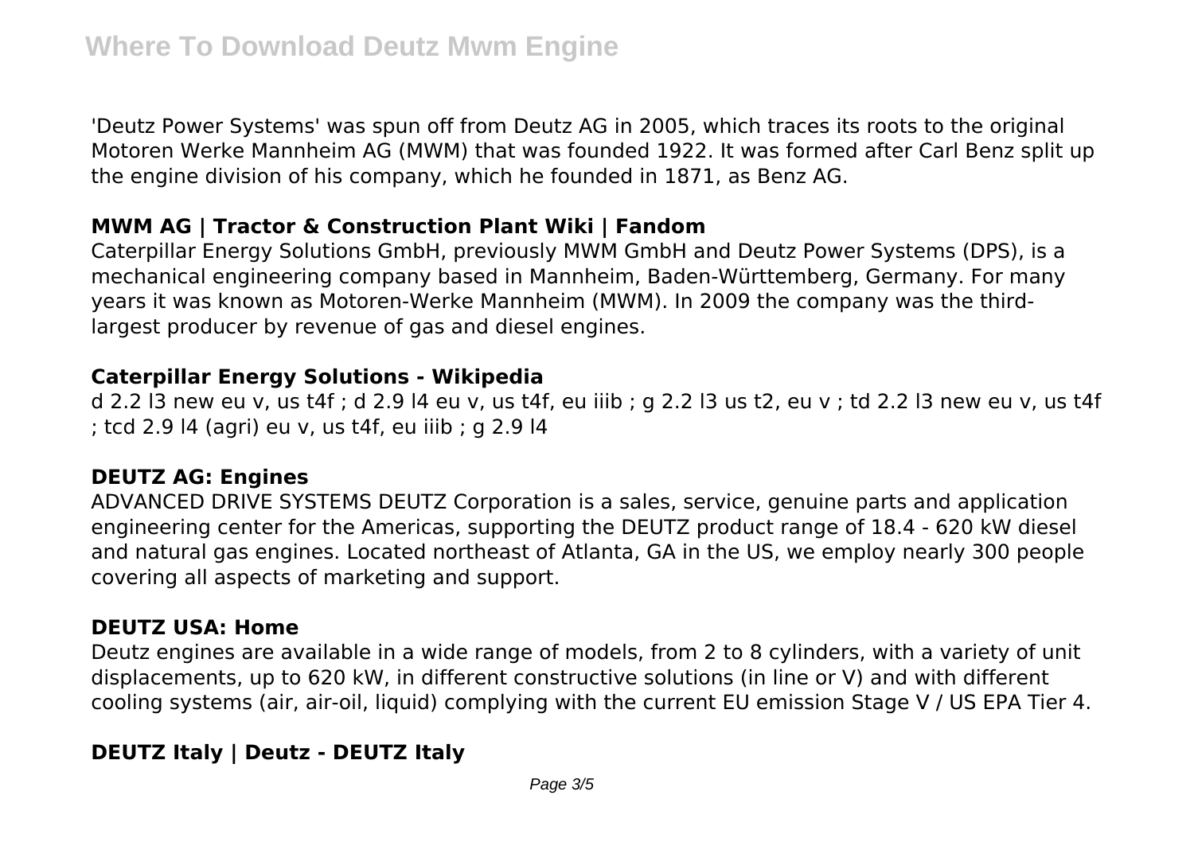'Deutz Power Systems' was spun off from Deutz AG in 2005, which traces its roots to the original Motoren Werke Mannheim AG (MWM) that was founded 1922. It was formed after Carl Benz split up the engine division of his company, which he founded in 1871, as Benz AG.

**MWM AG | Tractor & Construction Plant Wiki | Fandom**

Caterpillar Energy Solutions GmbH, previously MWM GmbH and Deutz Power Systems (DPS), is a mechanical engineering company based in Mannheim, Baden-Württemberg, Germany. For many years it was known as Motoren-Werke Mannheim (MWM). In 2009 the company was the third-largest producer by revenue of gas and diesel engines.

**Caterpillar Energy Solutions - Wikipedia**

d 2.2 l3 new eu v, us t4f ; d 2.9 l4 eu v, us t4f, eu iiib ; g 2.2 l3 us t2, eu v ; td 2.2 l3 new eu v, us t4f ; tcd 2.9 l4 (agri) eu v, us t4f, eu iiib ; g 2.9 l4

**DEUTZ AG: Engines**

ADVANCED DRIVE SYSTEMS DEUTZ Corporation is a sales, service, genuine parts and application engineering center for the Americas, supporting the DEUTZ product range of 18.4 - 620 kW diesel and natural gas engines. Located northeast of Atlanta, GA in the US, we employ nearly 300 people covering all aspects of marketing and support.

**DEUTZ USA: Home**

Deutz engines are available in a wide range of models, from 2 to 8 cylinders, with a variety of unit displacements, up to 620 kW, in different constructive solutions (in line or V) and with different cooling systems (air, air-oil, liquid) complying with the current EU emission Stage V / US EPA Tier 4.

**DEUTZ Italy | Deutz - DEUTZ Italy**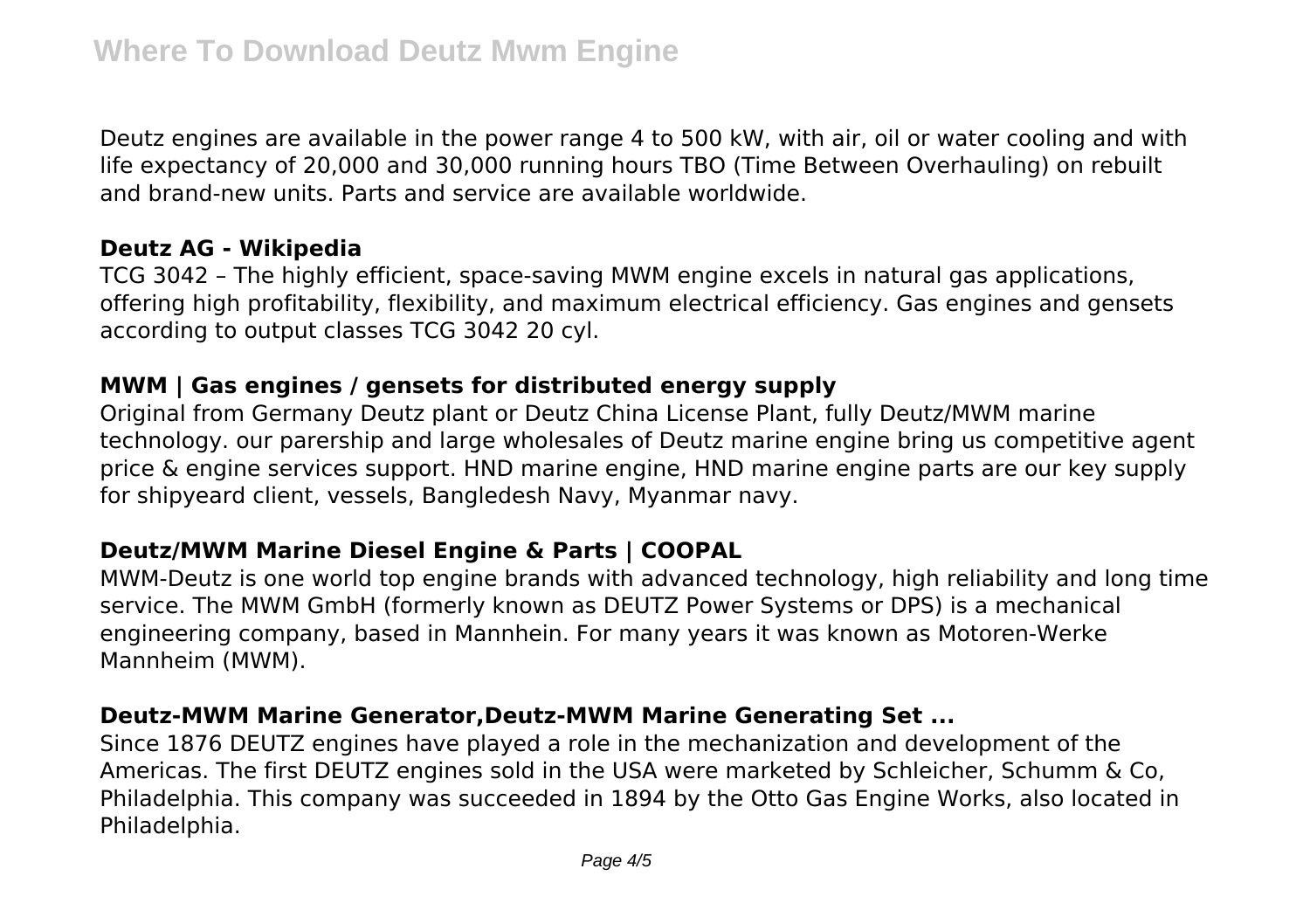Deutz engines are available in the power range 4 to 500 kW, with air, oil or water cooling and with life expectancy of 20,000 and 30,000 running hours TBO (Time Between Overhauling) on rebuilt and brand-new units. Parts and service are available worldwide.

### Deutz AG - Wikipedia

TCG 3042 – The highly efficient, space-saving MWM engine excels in natural gas applications, offering high profitability, flexibility, and maximum electrical efficiency. Gas engines and gensets according to output classes TCG 3042 20 cyl.

### MWM | Gas engines / gensets for distributed energy supply

Original from Germany Deutz plant or Deutz China License Plant, fully Deutz/MWM marine technology. our parership and large wholesales of Deutz marine engine bring us competitive agent price & engine services support. HND marine engine, HND marine engine parts are our key supply for shipyeard client, vessels, Bangledesh Navy, Myanmar navy.

### Deutz/MWM Marine Diesel Engine & Parts | COOPAL

MWM-Deutz is one world top engine brands with advanced technology, high reliability and long time service. The MWM GmbH (formerly known as DEUTZ Power Systems or DPS) is a mechanical engineering company, based in Mannhein. For many years it was known as Motoren-Werke Mannheim (MWM).

### Deutz-MWM Marine Generator,Deutz-MWM Marine Generating Set ...

Since 1876 DEUTZ engines have played a role in the mechanization and development of the Americas. The first DEUTZ engines sold in the USA were marketed by Schleicher, Schumm & Co, Philadelphia. This company was succeeded in 1894 by the Otto Gas Engine Works, also located in Philadelphia.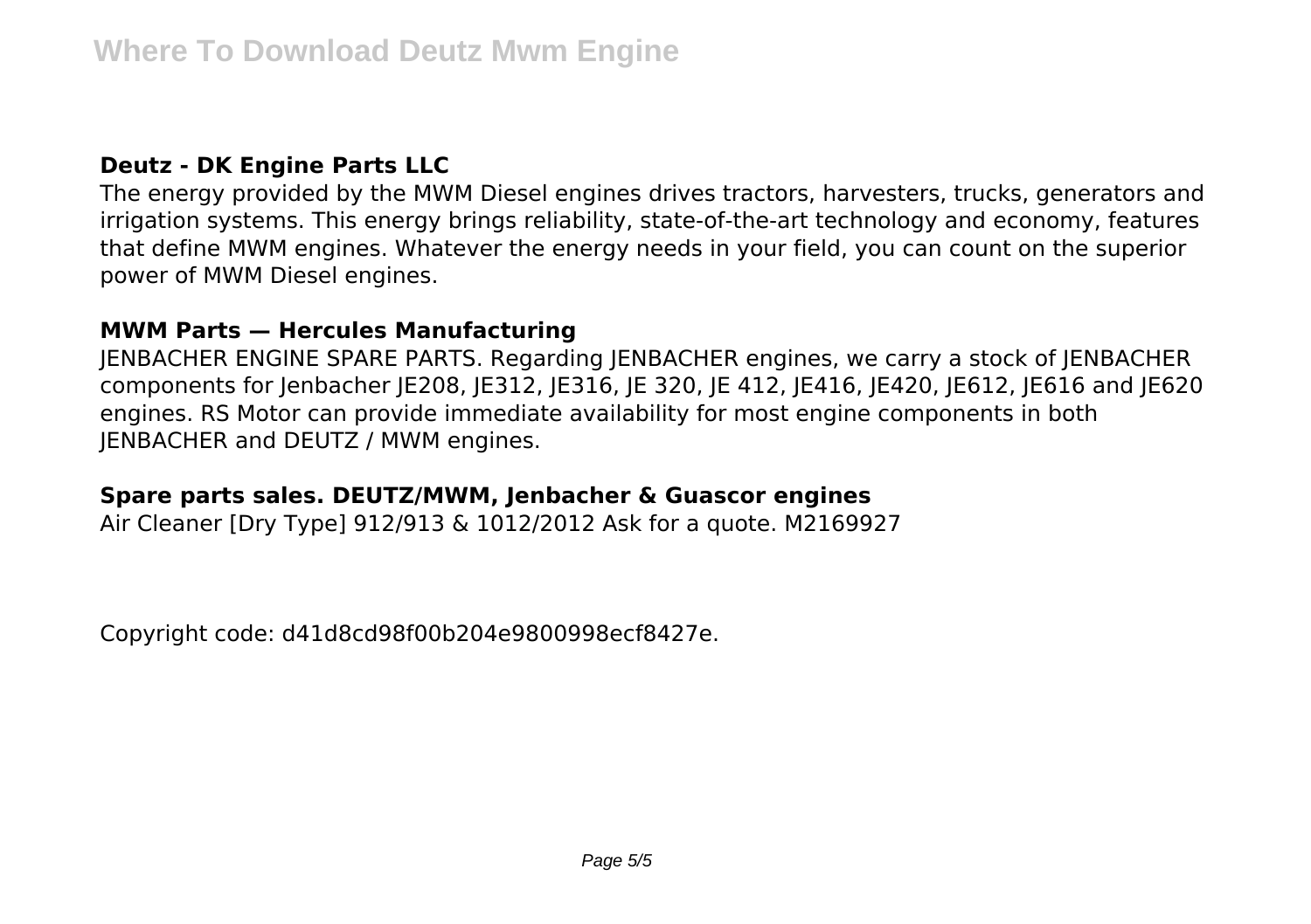**Deutz - DK Engine Parts LLC**

The energy provided by the MWM Diesel engines drives tractors, harvesters, trucks, generators and irrigation systems. This energy brings reliability, state-of-the-art technology and economy, features that define MWM engines. Whatever the energy needs in your field, you can count on the superior power of MWM Diesel engines.

**MWM Parts — Hercules Manufacturing**

JENBACHER ENGINE SPARE PARTS. Regarding JENBACHER engines, we carry a stock of JENBACHER components for Jenbacher JE208, JE312, JE316, JE 320, JE 412, JE416, JE420, JE612, JE616 and JE620 engines. RS Motor can provide immediate availability for most engine components in both JENBACHER and DEUTZ / MWM engines.

**Spare parts sales. DEUTZ/MWM, Jenbacher & Guascor engines**

Air Cleaner [Dry Type] 912/913 & 1012/2012 Ask for a quote. M2169927

Copyright code: d41d8cd98f00b204e9800998ecf8427e.